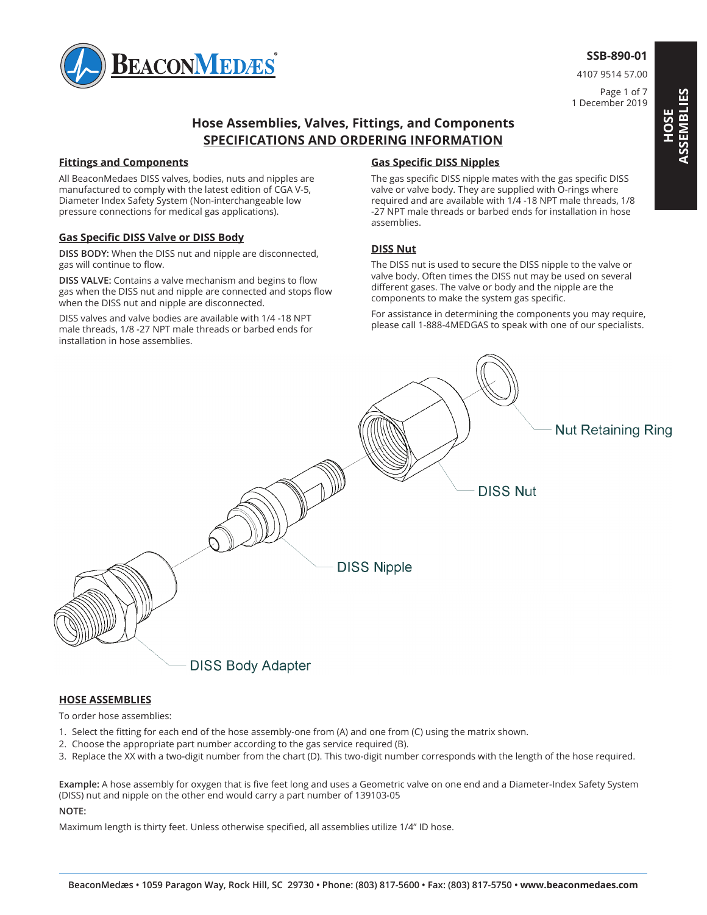SSB-890-01

4107 9514 57.00

1 December 2019

# Hose Assemblies, Valves, Fittings, and Components

## SPECIFICATIONS AND ORDERING INFORMATION

### Fittings and Components

All BeaconMedaes DISS valves, bodies, nuts and nipples are manufactured to comply with the latest edition of CGA V-5, Diameter Index Safety System (Non-interchangeable low pressure connections for medical gas applications).

### Gas Specific DISS Valve or DISS Body

**DISS BODY:** When the DISS nut and nipple are disconnected, gas will continue to flow.

**DISS VALVE:** Contains a valve mechanism and begins to flow gas when the DISS nut and nipple are connected and stops flow when the DISS nut and nipple are disconnected.

DISS valves and valve bodies are available with 1/4 -18 NPT male threads, 1/8 -27 NPT male threads or barbed ends for installation in hose assemblies.

### Gas Specific DISS Nipples

The gas specific DISS nipple mates with the gas specific DISS valve or valve body. They are supplied with O-rings where required and are available with 1/4 -18 NPT male threads, 1/8 -27 NPT male threads or barbed ends for installation in hose assemblies.

### DISS Nut

The DISS nut is used to secure the DISS nipple to the valve or valve body. Often times the DISS nut may be used on several different gases. The valve or body and the nipple are the components to make the system gas specific.

For assistance in determining the components you may require, please call 1-888-4MEDGAS to speak with one of our specialists.

Nut Retaining Ring

DISS Nut

DISS Nipple

DISS Body Adapter

### HOSE ASSEMBLIES

To order hose assemblies:

1. Select the fitting for each end of the hose assembly-one from (A) and one from (C) using the matrix shown.
2. Choose the appropriate part number according to the gas service required (B).
3. Replace the XX with a two-digit number from the chart (D). This two-digit number corresponds with the length of the hose required.

**Example:** A hose assembly for oxygen that is five feet long and uses a Geometric valve on one end and a Diameter-Index Safety System (DISS) nut and nipple on the other end would carry a part number of 139103-05

**NOTE:**

Maximum length is thirty feet. Unless otherwise specified, all assemblies utilize 1/4" ID hose.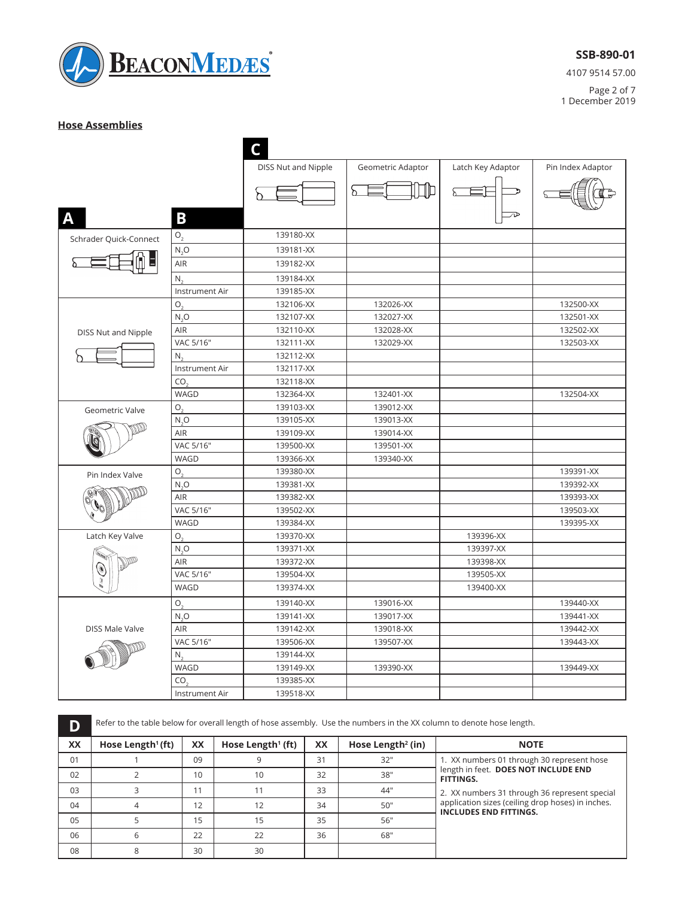## Hose Assemblies

| A | B | C: DISS Nut and Nipple | Geometric Adaptor | Latch Key Adaptor | Pin Index Adaptor |
|---|---|---|---|---|---|
| Schrader Quick-Connect | $O_2$ | 139180-XX | | | |
| | $N_2O$ | 139181-XX | | | |
| | AIR | 139182-XX | | | |
| | $N_2$ | 139184-XX | | | |
| | Instrument Air | 139185-XX | | | |
| DISS Nut and Nipple | $O_2$ | 132106-XX | 132026-XX | | 132500-XX |
| | $N_2O$ | 132107-XX | 132027-XX | | 132501-XX |
| | AIR | 132110-XX | 132028-XX | | 132502-XX |
| | VAC 5/16" | 132111-XX | 132029-XX | | 132503-XX |
| | $N_2$ | 132112-XX | | | |
| | Instrument Air | 132117-XX | | | |
| | $CO_2$ | 132118-XX | | | |
| | WAGD | 132364-XX | 132401-XX | | 132504-XX |
| Geometric Valve | $O_2$ | 139103-XX | 139012-XX | | |
| | $N_2O$ | 139105-XX | 139013-XX | | |
| | AIR | 139109-XX | 139014-XX | | |
| | VAC 5/16" | 139500-XX | 139501-XX | | |
| | WAGD | 139366-XX | 139340-XX | | |
| Pin Index Valve | $O_2$ | 139380-XX | | | 139391-XX |
| | $N_2O$ | 139381-XX | | | 139392-XX |
| | AIR | 139382-XX | | | 139393-XX |
| | VAC 5/16" | 139502-XX | | | 139503-XX |
| | WAGD | 139384-XX | | | 139395-XX |
| Latch Key Valve | $O_2$ | 139370-XX | | 139396-XX | |
| | $N_2O$ | 139371-XX | | 139397-XX | |
| | AIR | 139372-XX | | 139398-XX | |
| | VAC 5/16" | 139504-XX | | 139505-XX | |
| | WAGD | 139374-XX | | 139400-XX | |
| DISS Male Valve | $O_2$ | 139140-XX | 139016-XX | | 139440-XX |
| | $N_2O$ | 139141-XX | 139017-XX | | 139441-XX |
| | AIR | 139142-XX | 139018-XX | | 139442-XX |
| | VAC 5/16" | 139506-XX | 139507-XX | | 139443-XX |
| | $N_2$ | 139144-XX | | | |
| | WAGD | 139149-XX | 139390-XX | | 139449-XX |
| | $CO_2$ | 139385-XX | | | |
| | Instrument Air | 139518-XX | | | |

**D** Refer to the table below for overall length of hose assembly. Use the numbers in the XX column to denote hose length.

| XX | Hose Length[1] (ft) | XX | Hose Length[1] (ft) | XX | Hose Length[2] (in) | NOTE |
|---|---|---|---|---|---|---|
| 01 | 1 | 09 | 9 | 31 | 32" | 1. XX numbers 01 through 30 represent hose length in feet. **DOES NOT INCLUDE END FITTINGS.** |
| 02 | 2 | 10 | 10 | 32 | 38" | |
| 03 | 3 | 11 | 11 | 33 | 44" | 2. XX numbers 31 through 36 represent special application sizes (ceiling drop hoses) in inches. **INCLUDES END FITTINGS.** |
| 04 | 4 | 12 | 12 | 34 | 50" | |
| 05 | 5 | 15 | 15 | 35 | 56" | |
| 06 | 6 | 22 | 22 | 36 | 68" | |
| 08 | 8 | 30 | 30 | | | |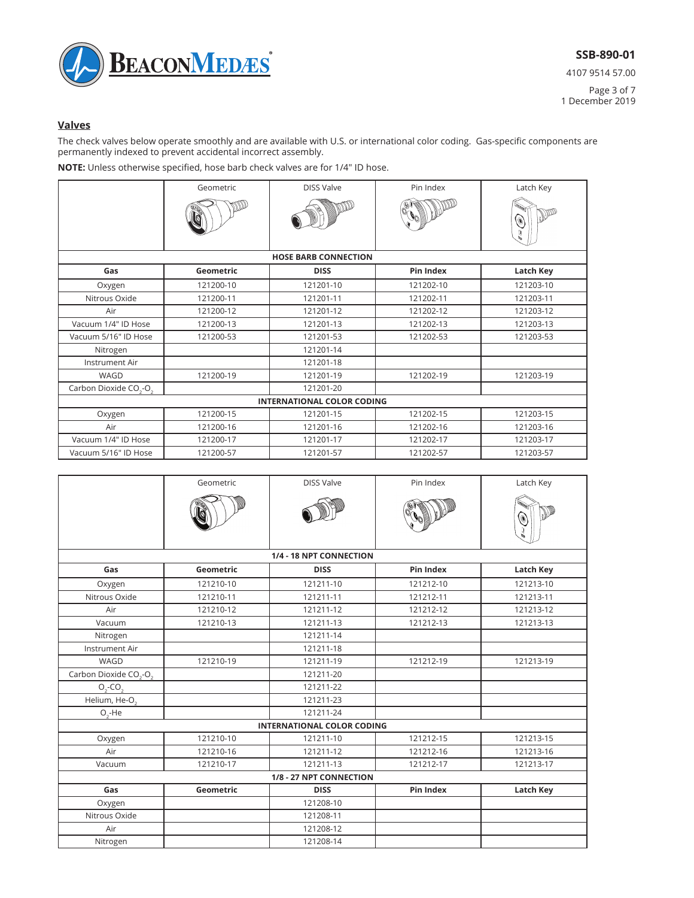## Valves

The check valves below operate smoothly and are available with U.S. or international color coding. Gas-specific components are permanently indexed to prevent accidental incorrect assembly.

**NOTE:** Unless otherwise specified, hose barb check valves are for 1/4" ID hose.

| | Geometric | DISS Valve | Pin Index | Latch Key |
|---|---|---|---|---|
| | | **HOSE BARB CONNECTION** | | |
| **Gas** | **Geometric** | **DISS** | **Pin Index** | **Latch Key** |
| Oxygen | 121200-10 | 121201-10 | 121202-10 | 121203-10 |
| Nitrous Oxide | 121200-11 | 121201-11 | 121202-11 | 121203-11 |
| Air | 121200-12 | 121201-12 | 121202-12 | 121203-12 |
| Vacuum 1/4" ID Hose | 121200-13 | 121201-13 | 121202-13 | 121203-13 |
| Vacuum 5/16" ID Hose | 121200-53 | 121201-53 | 121202-53 | 121203-53 |
| Nitrogen | | 121201-14 | | |
| Instrument Air | | 121201-18 | | |
| WAGD | 121200-19 | 121201-19 | 121202-19 | 121203-19 |
| Carbon Dioxide $CO_2$-$O_2$ | | 121201-20 | | |
| | | **INTERNATIONAL COLOR CODING** | | |
| Oxygen | 121200-15 | 121201-15 | 121202-15 | 121203-15 |
| Air | 121200-16 | 121201-16 | 121202-16 | 121203-16 |
| Vacuum 1/4" ID Hose | 121200-17 | 121201-17 | 121202-17 | 121203-17 |
| Vacuum 5/16" ID Hose | 121200-57 | 121201-57 | 121202-57 | 121203-57 |

| | Geometric | DISS Valve | Pin Index | Latch Key |
|---|---|---|---|---|
| | | **1/4 - 18 NPT CONNECTION** | | |
| **Gas** | **Geometric** | **DISS** | **Pin Index** | **Latch Key** |
| Oxygen | 121210-10 | 121211-10 | 121212-10 | 121213-10 |
| Nitrous Oxide | 121210-11 | 121211-11 | 121212-11 | 121213-11 |
| Air | 121210-12 | 121211-12 | 121212-12 | 121213-12 |
| Vacuum | 121210-13 | 121211-13 | 121212-13 | 121213-13 |
| Nitrogen | | 121211-14 | | |
| Instrument Air | | 121211-18 | | |
| WAGD | 121210-19 | 121211-19 | 121212-19 | 121213-19 |
| Carbon Dioxide $CO_2$-$O_2$ | | 121211-20 | | |
| $O_2$-$CO_2$ | | 121211-22 | | |
| Helium, He-$O_2$ | | 121211-23 | | |
| $O_2$-He | | 121211-24 | | |
| | | **INTERNATIONAL COLOR CODING** | | |
| Oxygen | 121210-10 | 121211-10 | 121212-15 | 121213-15 |
| Air | 121210-16 | 121211-12 | 121212-16 | 121213-16 |
| Vacuum | 121210-17 | 121211-13 | 121212-17 | 121213-17 |
| | | **1/8 - 27 NPT CONNECTION** | | |
| **Gas** | **Geometric** | **DISS** | **Pin Index** | **Latch Key** |
| Oxygen | | 121208-10 | | |
| Nitrous Oxide | | 121208-11 | | |
| Air | | 121208-12 | | |
| Nitrogen | | 121208-14 | | |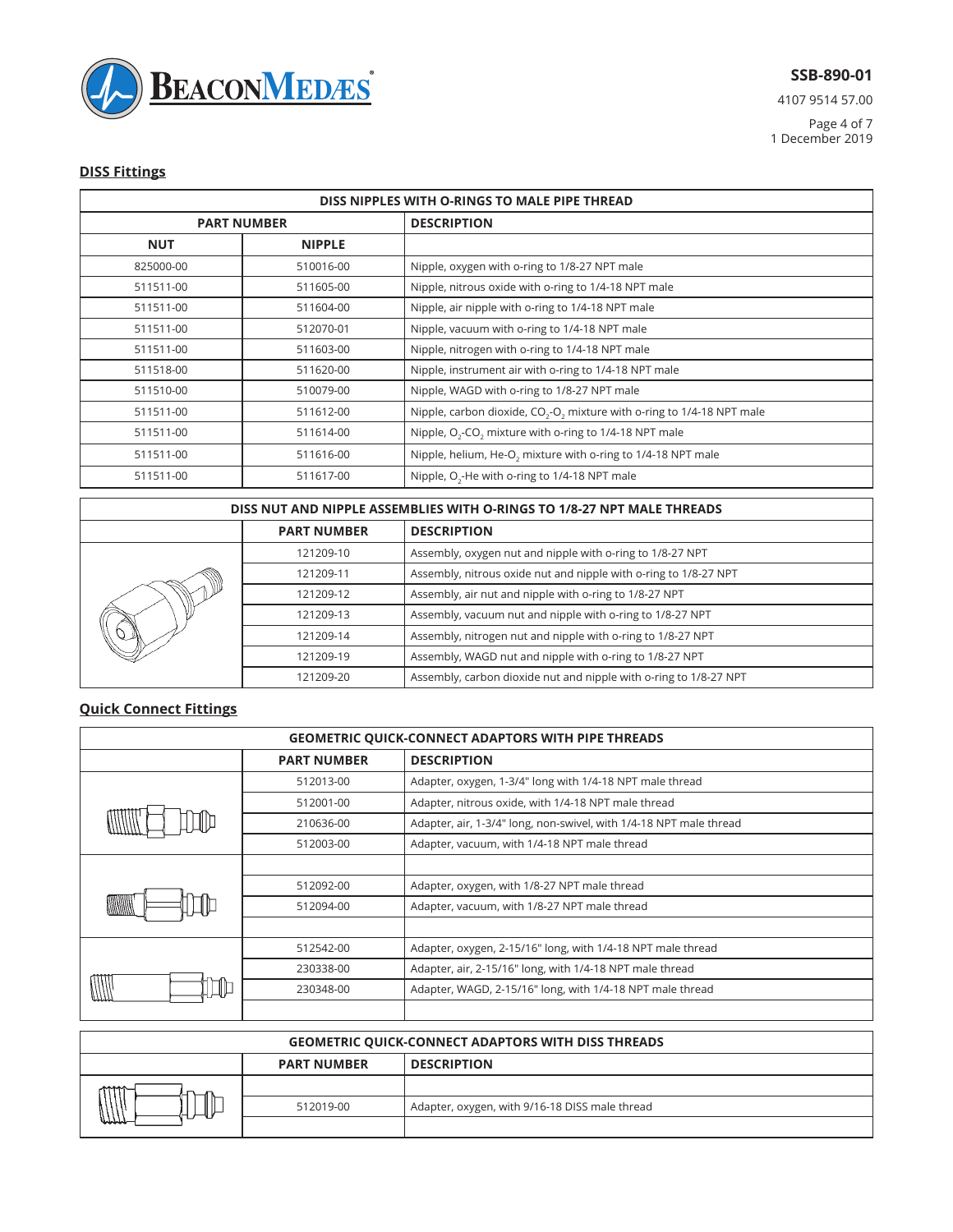## DISS Fittings

| DISS NIPPLES WITH O-RINGS TO MALE PIPE THREAD | | |
|---|---|---|
| PART NUMBER | | DESCRIPTION |
| NUT | NIPPLE | |
| 825000-00 | 510016-00 | Nipple, oxygen with o-ring to 1/8-27 NPT male |
| 511511-00 | 511605-00 | Nipple, nitrous oxide with o-ring to 1/4-18 NPT male |
| 511511-00 | 511604-00 | Nipple, air nipple with o-ring to 1/4-18 NPT male |
| 511511-00 | 512070-01 | Nipple, vacuum with o-ring to 1/4-18 NPT male |
| 511511-00 | 511603-00 | Nipple, nitrogen with o-ring to 1/4-18 NPT male |
| 511518-00 | 511620-00 | Nipple, instrument air with o-ring to 1/4-18 NPT male |
| 511510-00 | 510079-00 | Nipple, WAGD with o-ring to 1/8-27 NPT male |
| 511511-00 | 511612-00 | Nipple, carbon dioxide, $CO_2$-$O_2$ mixture with o-ring to 1/4-18 NPT male |
| 511511-00 | 511614-00 | Nipple, $O_2$-$CO_2$ mixture with o-ring to 1/4-18 NPT male |
| 511511-00 | 511616-00 | Nipple, helium, He-$O_2$ mixture with o-ring to 1/4-18 NPT male |
| 511511-00 | 511617-00 | Nipple, $O_2$-He with o-ring to 1/4-18 NPT male |

| DISS NUT AND NIPPLE ASSEMBLIES WITH O-RINGS TO 1/8-27 NPT MALE THREADS | | |
|---|---|---|
| | PART NUMBER | DESCRIPTION |
| | 121209-10 | Assembly, oxygen nut and nipple with o-ring to 1/8-27 NPT |
| | 121209-11 | Assembly, nitrous oxide nut and nipple with o-ring to 1/8-27 NPT |
| | 121209-12 | Assembly, air nut and nipple with o-ring to 1/8-27 NPT |
| | 121209-13 | Assembly, vacuum nut and nipple with o-ring to 1/8-27 NPT |
| | 121209-14 | Assembly, nitrogen nut and nipple with o-ring to 1/8-27 NPT |
| | 121209-19 | Assembly, WAGD nut and nipple with o-ring to 1/8-27 NPT |
| | 121209-20 | Assembly, carbon dioxide nut and nipple with o-ring to 1/8-27 NPT |

## Quick Connect Fittings

| GEOMETRIC QUICK-CONNECT ADAPTORS WITH PIPE THREADS | | |
|---|---|---|
| | PART NUMBER | DESCRIPTION |
| | 512013-00 | Adapter, oxygen, 1-3/4" long with 1/4-18 NPT male thread |
| | 512001-00 | Adapter, nitrous oxide, with 1/4-18 NPT male thread |
| | 210636-00 | Adapter, air, 1-3/4" long, non-swivel, with 1/4-18 NPT male thread |
| | 512003-00 | Adapter, vacuum, with 1/4-18 NPT male thread |
| | | |
| | 512092-00 | Adapter, oxygen, with 1/8-27 NPT male thread |
| | 512094-00 | Adapter, vacuum, with 1/8-27 NPT male thread |
| | | |
| | 512542-00 | Adapter, oxygen, 2-15/16" long, with 1/4-18 NPT male thread |
| | 230338-00 | Adapter, air, 2-15/16" long, with 1/4-18 NPT male thread |
| | 230348-00 | Adapter, WAGD, 2-15/16" long, with 1/4-18 NPT male thread |
| | | |

| GEOMETRIC QUICK-CONNECT ADAPTORS WITH DISS THREADS | | |
|---|---|---|
| | PART NUMBER | DESCRIPTION |
| | | |
| | 512019-00 | Adapter, oxygen, with 9/16-18 DISS male thread |
| | | |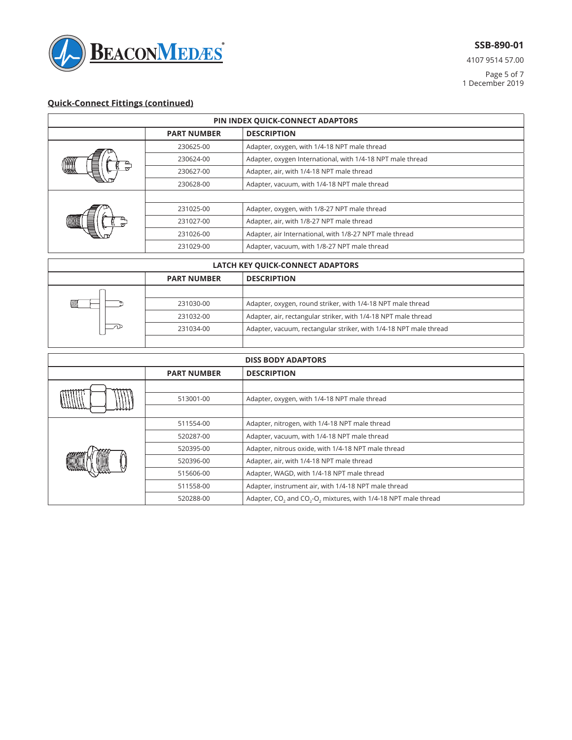## Quick-Connect Fittings (continued)

| PIN INDEX QUICK-CONNECT ADAPTORS | | |
|---|---|---|
| | **PART NUMBER** | **DESCRIPTION** |
| | 230625-00 | Adapter, oxygen, with 1/4-18 NPT male thread |
| | 230624-00 | Adapter, oxygen International, with 1/4-18 NPT male thread |
| | 230627-00 | Adapter, air, with 1/4-18 NPT male thread |
| | 230628-00 | Adapter, vacuum, with 1/4-18 NPT male thread |
| | | |
| | 231025-00 | Adapter, oxygen, with 1/8-27 NPT male thread |
| | 231027-00 | Adapter, air, with 1/8-27 NPT male thread |
| | 231026-00 | Adapter, air International, with 1/8-27 NPT male thread |
| | 231029-00 | Adapter, vacuum, with 1/8-27 NPT male thread |

| LATCH KEY QUICK-CONNECT ADAPTORS | | |
|---|---|---|
| | **PART NUMBER** | **DESCRIPTION** |
| | | |
| | 231030-00 | Adapter, oxygen, round striker, with 1/4-18 NPT male thread |
| | 231032-00 | Adapter, air, rectangular striker, with 1/4-18 NPT male thread |
| | 231034-00 | Adapter, vacuum, rectangular striker, with 1/4-18 NPT male thread |
| | | |

| DISS BODY ADAPTORS | | |
|---|---|---|
| | **PART NUMBER** | **DESCRIPTION** |
| | | |
| | 513001-00 | Adapter, oxygen, with 1/4-18 NPT male thread |
| | | |
| | 511554-00 | Adapter, nitrogen, with 1/4-18 NPT male thread |
| | 520287-00 | Adapter, vacuum, with 1/4-18 NPT male thread |
| | 520395-00 | Adapter, nitrous oxide, with 1/4-18 NPT male thread |
| | 520396-00 | Adapter, air, with 1/4-18 NPT male thread |
| | 515606-00 | Adapter, WAGD, with 1/4-18 NPT male thread |
| | 511558-00 | Adapter, instrument air, with 1/4-18 NPT male thread |
| | 520288-00 | Adapter, $CO_2$ and $CO_2$-$O_2$ mixtures, with 1/4-18 NPT male thread |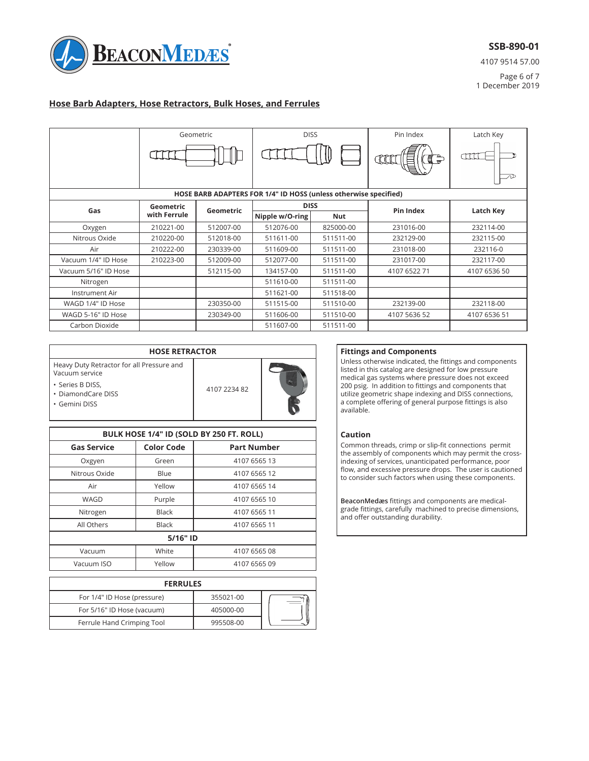## Hose Barb Adapters, Hose Retractors, Bulk Hoses, and Ferrules

Geometric | DISS | Pin Index | Latch Key

**HOSE BARB ADAPTERS FOR 1/4" ID HOSS (unless otherwise specified)**

| Gas | Geometric with Ferrule | Geometric | DISS | | Pin Index | Latch Key |
|---|---|---|---|---|---|---|
| | | | Nipple w/O-ring | Nut | | |
| Oxygen | 210221-00 | 512007-00 | 512076-00 | 825000-00 | 231016-00 | 232114-00 |
| Nitrous Oxide | 210220-00 | 512018-00 | 511611-00 | 511511-00 | 232129-00 | 232115-00 |
| Air | 210222-00 | 230339-00 | 511609-00 | 511511-00 | 231018-00 | 232116-0 |
| Vacuum 1/4" ID Hose | 210223-00 | 512009-00 | 512077-00 | 511511-00 | 231017-00 | 232117-00 |
| Vacuum 5/16" ID Hose | | 512115-00 | 134157-00 | 511511-00 | 4107 6522 71 | 4107 6536 50 |
| Nitrogen | | | 511610-00 | 511511-00 | | |
| Instrument Air | | | 511621-00 | 511518-00 | | |
| WAGD 1/4" ID Hose | | 230350-00 | 511515-00 | 511510-00 | 232139-00 | 232118-00 |
| WAGD 5-16" ID Hose | | 230349-00 | 511606-00 | 511510-00 | 4107 5636 52 | 4107 6536 51 |
| Carbon Dioxide | | | 511607-00 | 511511-00 | | |

| HOSE RETRACTOR | |
|---|---|
| Heavy Duty Retractor for all Pressure and Vacuum service<br>• Series B DISS,<br>• DiamondCare DISS<br>• Gemini DISS | 4107 2234 82 |

| BULK HOSE 1/4" ID (SOLD BY 250 FT. ROLL) | | |
|---|---|---|
| **Gas Service** | **Color Code** | **Part Number** |
| Oxgyen | Green | 4107 6565 13 |
| Nitrous Oxide | Blue | 4107 6565 12 |
| Air | Yellow | 4107 6565 14 |
| WAGD | Purple | 4107 6565 10 |
| Nitrogen | Black | 4107 6565 11 |
| All Others | Black | 4107 6565 11 |
| **5/16" ID** | | |
| Vacuum | White | 4107 6565 08 |
| Vacuum ISO | Yellow | 4107 6565 09 |

| FERRULES | |
|---|---|
| For 1/4" ID Hose (pressure) | 355021-00 |
| For 5/16" ID Hose (vacuum) | 405000-00 |
| Ferrule Hand Crimping Tool | 995508-00 |

### Fittings and Components

Unless otherwise indicated, the fittings and components listed in this catalog are designed for low pressure medical gas systems where pressure does not exceed 200 psig. In addition to fittings and components that utilize geometric shape indexing and DISS connections, a complete offering of general purpose fittings is also available.

### Caution

Common threads, crimp or slip-fit connections permit the assembly of components which may permit the cross-indexing of services, unanticipated performance, poor flow, and excessive pressure drops. The user is cautioned to consider such factors when using these components.

**BeaconMedæs** fittings and components are medical-grade fittings, carefully machined to precise dimensions, and offer outstanding durability.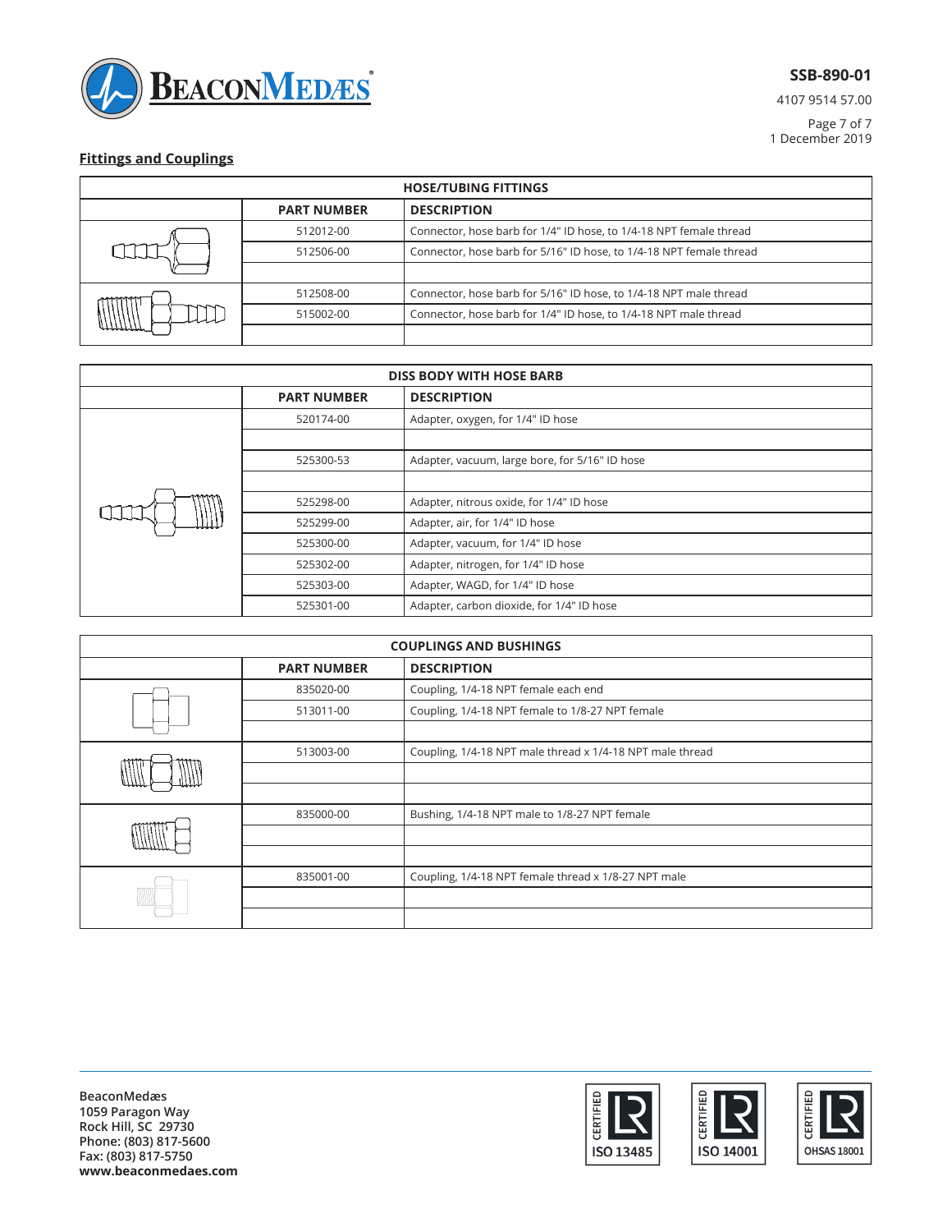## Fittings and Couplings

| HOSE/TUBING FITTINGS | | |
|---|---|---|
| | **PART NUMBER** | **DESCRIPTION** |
| | 512012-00 | Connector, hose barb for 1/4" ID hose, to 1/4-18 NPT female thread |
| | 512506-00 | Connector, hose barb for 5/16" ID hose, to 1/4-18 NPT female thread |
| | | |
| | 512508-00 | Connector, hose barb for 5/16" ID hose, to 1/4-18 NPT male thread |
| | 515002-00 | Connector, hose barb for 1/4" ID hose, to 1/4-18 NPT male thread |
| | | |

| DISS BODY WITH HOSE BARB | | |
|---|---|---|
| | **PART NUMBER** | **DESCRIPTION** |
| | 520174-00 | Adapter, oxygen, for 1/4" ID hose |
| | | |
| | 525300-53 | Adapter, vacuum, large bore, for 5/16" ID hose |
| | | |
| | 525298-00 | Adapter, nitrous oxide, for 1/4" ID hose |
| | 525299-00 | Adapter, air, for 1/4" ID hose |
| | 525300-00 | Adapter, vacuum, for 1/4" ID hose |
| | 525302-00 | Adapter, nitrogen, for 1/4" ID hose |
| | 525303-00 | Adapter, WAGD, for 1/4" ID hose |
| | 525301-00 | Adapter, carbon dioxide, for 1/4" ID hose |

| COUPLINGS AND BUSHINGS | | |
|---|---|---|
| | **PART NUMBER** | **DESCRIPTION** |
| | 835020-00 | Coupling, 1/4-18 NPT female each end |
| | 513011-00 | Coupling, 1/4-18 NPT female to 1/8-27 NPT female |
| | | |
| | 513003-00 | Coupling, 1/4-18 NPT male thread x 1/4-18 NPT male thread |
| | | |
| | | |
| | 835000-00 | Bushing, 1/4-18 NPT male to 1/8-27 NPT female |
| | | |
| | | |
| | 835001-00 | Coupling, 1/4-18 NPT female thread x 1/8-27 NPT male |
| | | |
| | | |

**BeaconMedæs**
**1059 Paragon Way**
**Rock Hill, SC 29730**
**Phone: (803) 817-5600**
**Fax: (803) 817-5750**
**www.beaconmedaes.com**

CERTIFIED ISO 13485
CERTIFIED ISO 14001
CERTIFIED OHSAS 18001